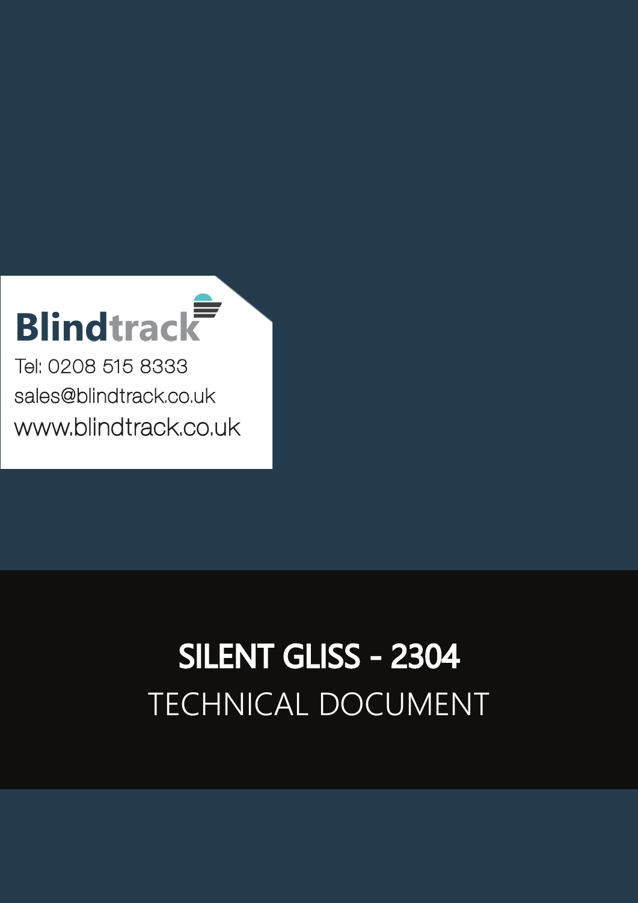**Blindtrack**

Tel: 0208 515 8333

sales@blindtrack.co.uk

www.blindtrack.co.uk

# SILENT GLISS - 2304

## TECHNICAL DOCUMENT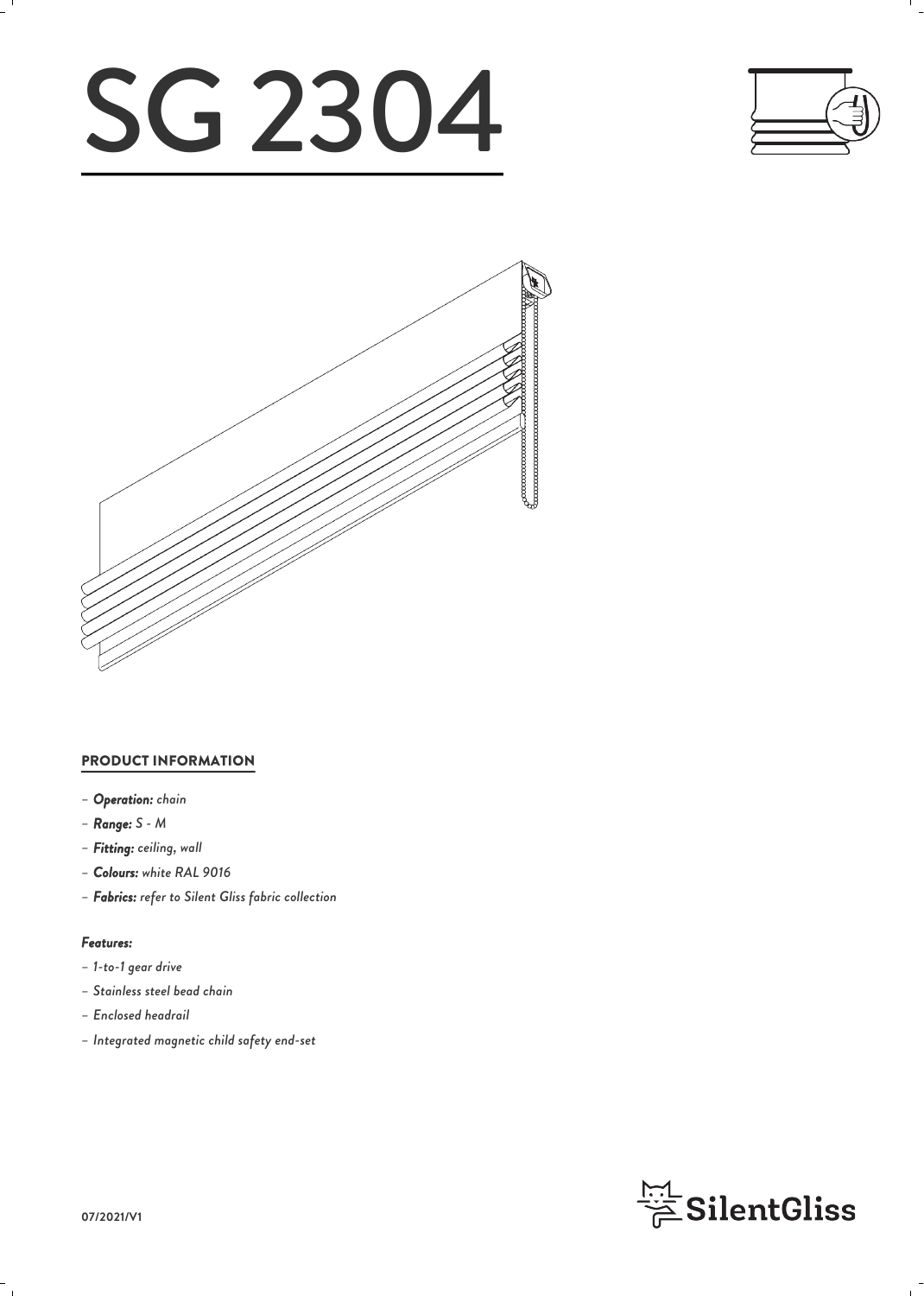# SG 2304

## PRODUCT INFORMATION

- *Operation:* chain
- *Range:* S - M
- *Fitting:* ceiling, wall
- *Colours:* white RAL 9016
- *Fabrics:* refer to Silent Gliss fabric collection

### *Features:*

- *1-to-1 gear drive*
- *Stainless steel bead chain*
- *Enclosed headrail*
- *Integrated magnetic child safety end-set*

SilentGliss

07/2021/V1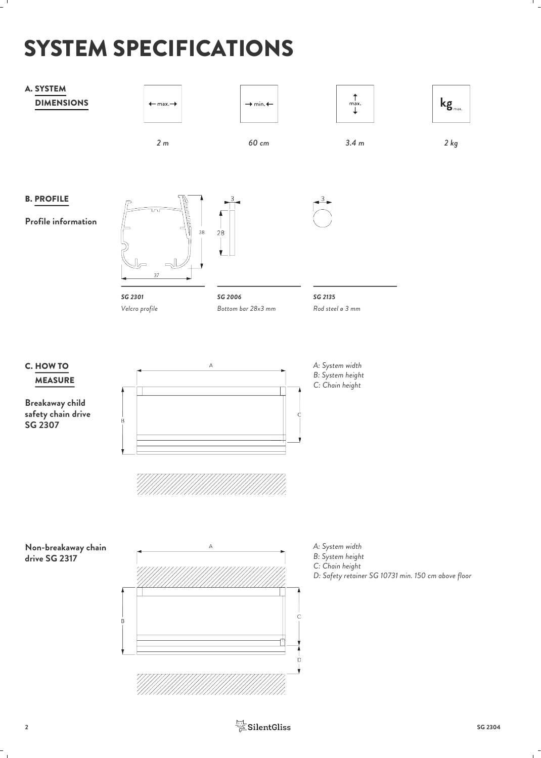# SYSTEM SPECIFICATIONS

## A. SYSTEM DIMENSIONS

| ← max. → | → min. ← | ↕ max. | kg max. |
|---|---|---|---|
| *2 m* | *60 cm* | *3.4 m* | *2 kg* |

## B. PROFILE

**Profile information**

37 × 38

**SG 2301**
*Velcro profile*

28 × 3

**SG 2006**
*Bottom bar 28x3 mm*

3

**SG 2135**
*Rod steel ø 3 mm*

## C. HOW TO MEASURE

**Breakaway child safety chain drive SG 2307**

*A: System width*
*B: System height*
*C: Chain height*

**Non-breakaway chain drive SG 2317**

*A: System width*
*B: System height*
*C: Chain height*
*D: Safety retainer SG 10731 min. 150 cm above floor*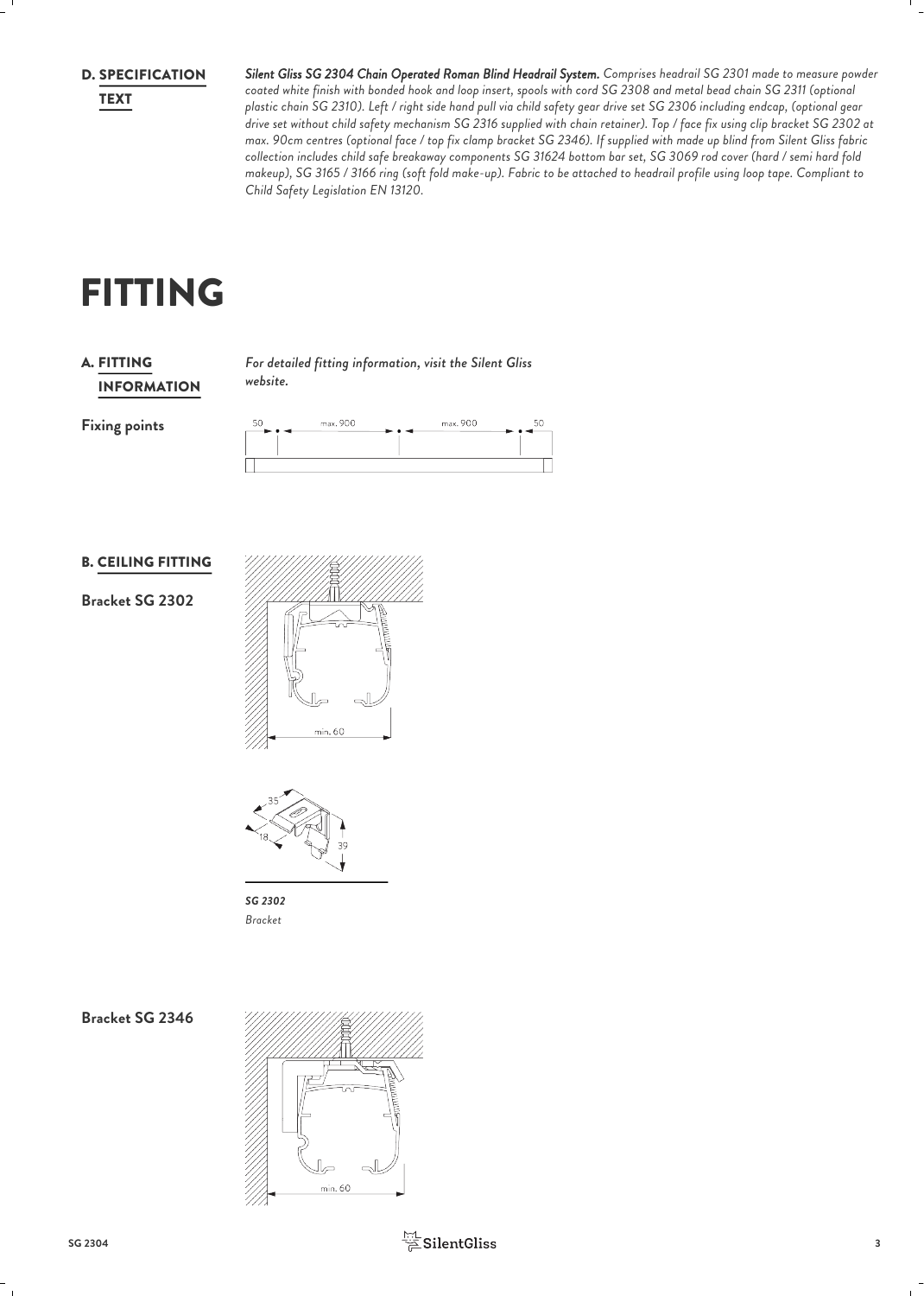## D. SPECIFICATION TEXT

***Silent Gliss SG 2304 Chain Operated Roman Blind Headrail System.*** *Comprises headrail SG 2301 made to measure powder coated white finish with bonded hook and loop insert, spools with cord SG 2308 and metal bead chain SG 2311 (optional plastic chain SG 2310). Left / right side hand pull via child safety gear drive set SG 2306 including endcap, (optional gear drive set without child safety mechanism SG 2316 supplied with chain retainer). Top / face fix using clip bracket SG 2302 at max. 90cm centres (optional face / top fix clamp bracket SG 2346). If supplied with made up blind from Silent Gliss fabric collection includes child safe breakaway components SG 31624 bottom bar set, SG 3069 rod cover (hard / semi hard fold makeup), SG 3165 / 3166 ring (soft fold make-up). Fabric to be attached to headrail profile using loop tape. Compliant to Child Safety Legislation EN 13120.*

# FITTING

## A. FITTING INFORMATION

*For detailed fitting information, visit the Silent Gliss website.*

**Fixing points**

50 | max. 900 | max. 900 | 50

## B. CEILING FITTING

**Bracket SG 2302**

min. 60

35 | 18 | 39

*SG 2302*
*Bracket*

**Bracket SG 2346**

min. 60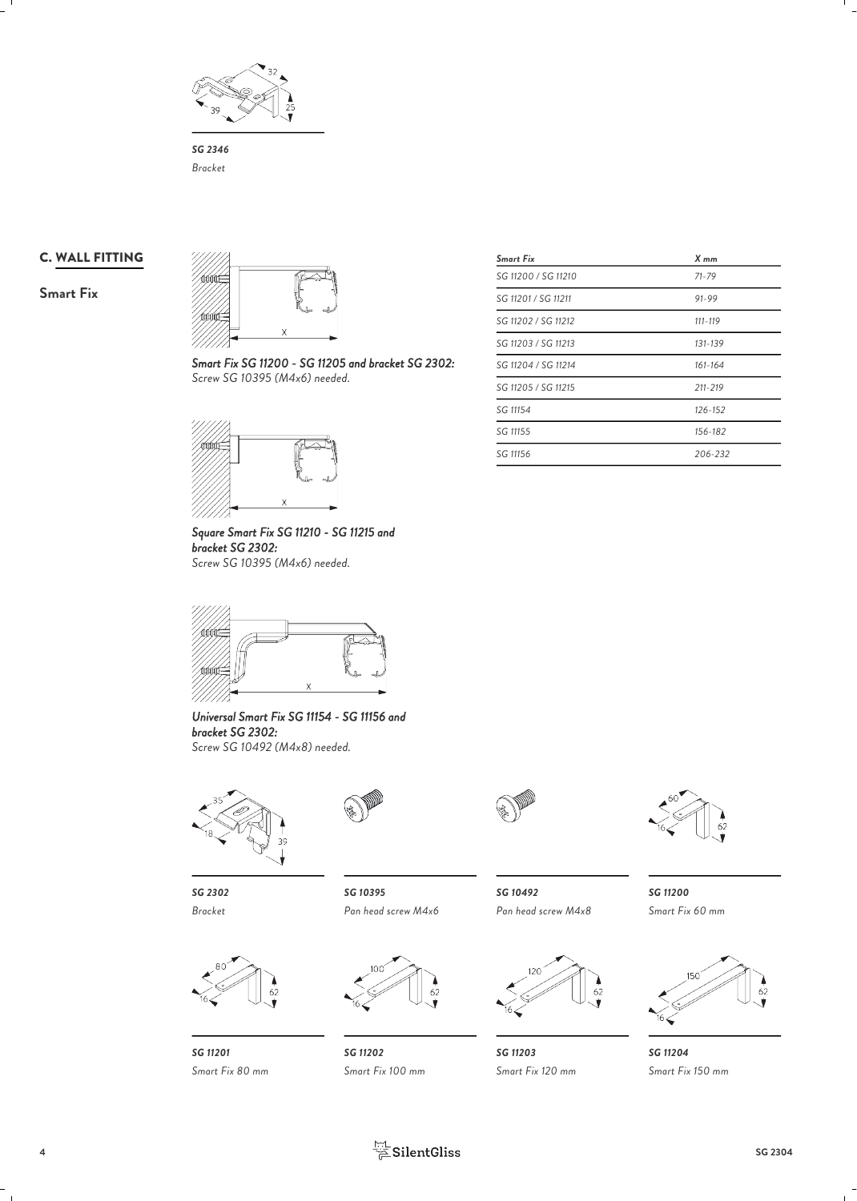*SG 2346*
*Bracket*

## C. WALL FITTING

### Smart Fix

***Smart Fix SG 11200 - SG 11205 and bracket SG 2302:***
*Screw SG 10395 (M4x6) needed.*

***Square Smart Fix SG 11210 - SG 11215 and bracket SG 2302:***
*Screw SG 10395 (M4x6) needed.*

***Universal Smart Fix SG 11154 - SG 11156 and bracket SG 2302:***
*Screw SG 10492 (M4x8) needed.*

| *Smart Fix* | *X mm* |
|---|---|
| *SG 11200 / SG 11210* | *71-79* |
| *SG 11201 / SG 11211* | *91-99* |
| *SG 11202 / SG 11212* | *111-119* |
| *SG 11203 / SG 11213* | *131-139* |
| *SG 11204 / SG 11214* | *161-164* |
| *SG 11205 / SG 11215* | *211-219* |
| *SG 11154* | *126-152* |
| *SG 11155* | *156-182* |
| *SG 11156* | *206-232* |

*SG 2302*
*Bracket*

*SG 10395*
*Pan head screw M4x6*

*SG 10492*
*Pan head screw M4x8*

*SG 11200*
*Smart Fix 60 mm*

*SG 11201*
*Smart Fix 80 mm*

*SG 11202*
*Smart Fix 100 mm*

*SG 11203*
*Smart Fix 120 mm*

*SG 11204*
*Smart Fix 150 mm*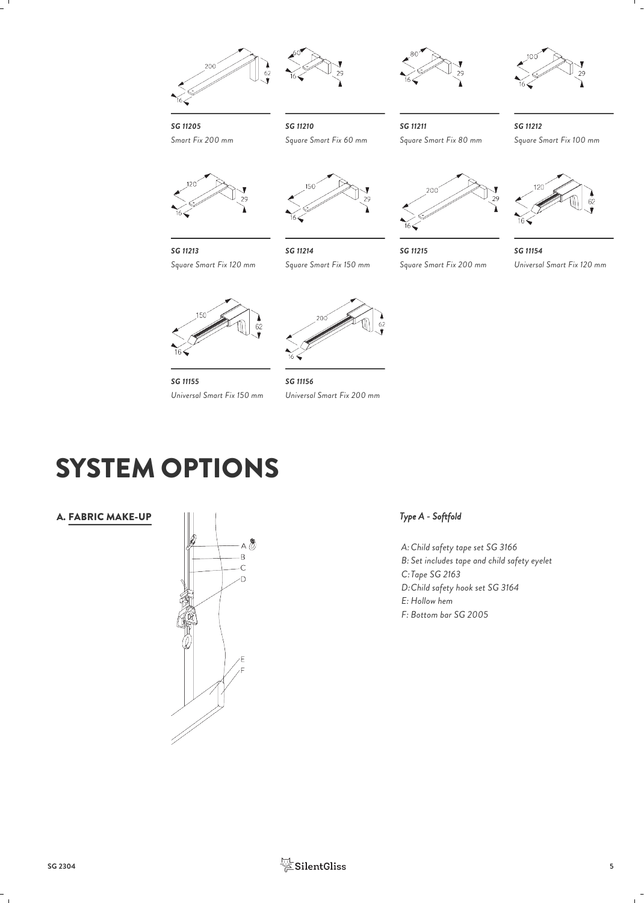**SG 11205**
*Smart Fix 200 mm*

**SG 11210**
*Square Smart Fix 60 mm*

**SG 11211**
*Square Smart Fix 80 mm*

**SG 11212**
*Square Smart Fix 100 mm*

**SG 11213**
*Square Smart Fix 120 mm*

**SG 11214**
*Square Smart Fix 150 mm*

**SG 11215**
*Square Smart Fix 200 mm*

**SG 11154**
*Universal Smart Fix 120 mm*

**SG 11155**
*Universal Smart Fix 150 mm*

**SG 11156**
*Universal Smart Fix 200 mm*

# SYSTEM OPTIONS

## A. FABRIC MAKE-UP

### *Type A - Softfold*

*A: Child safety tape set SG 3166*
*B: Set includes tape and child safety eyelet*
*C: Tape SG 2163*
*D: Child safety hook set SG 3164*
*E: Hollow hem*
*F: Bottom bar SG 2005*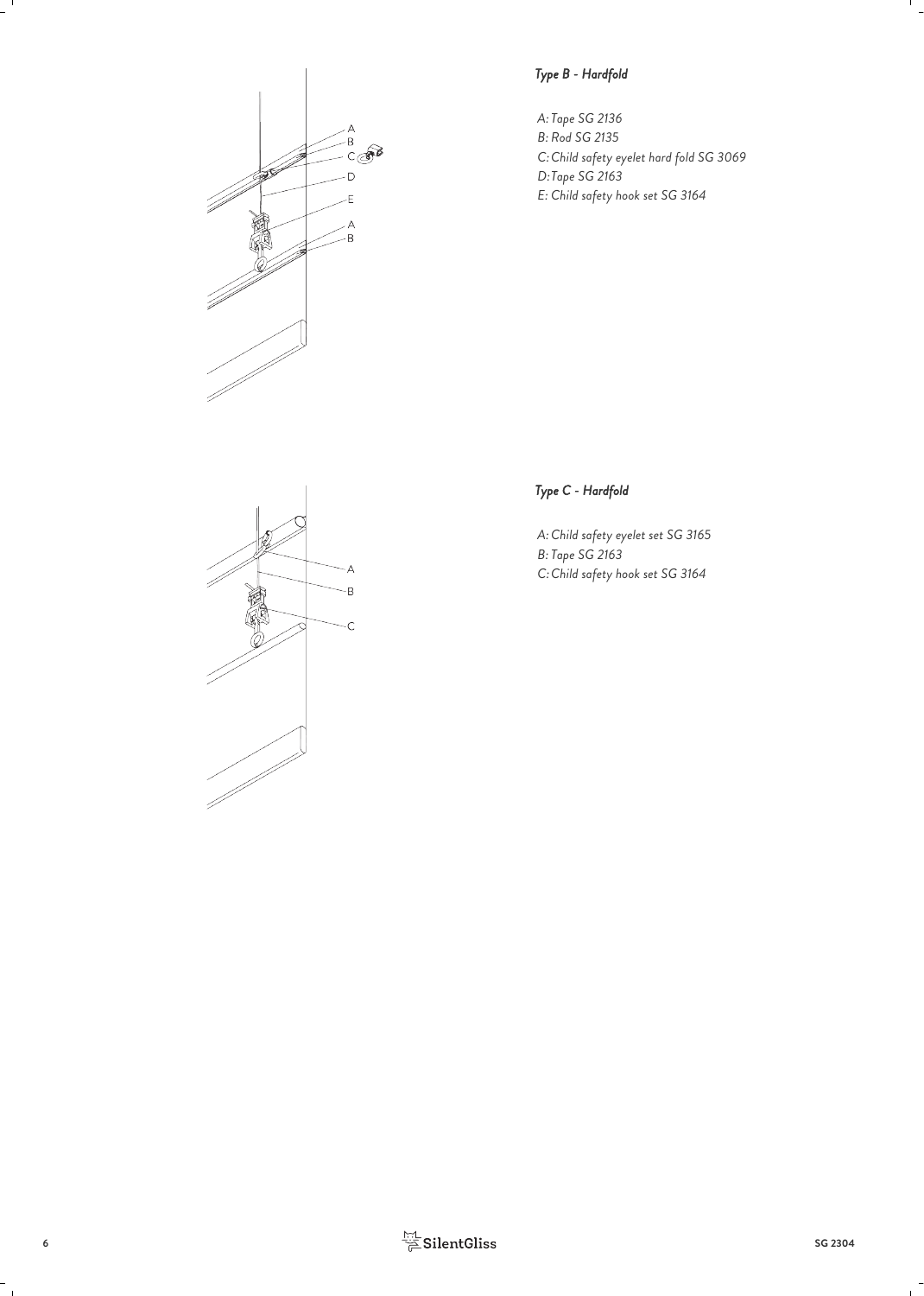### *Type B - Hardfold*

*A: Tape SG 2136*
*B: Rod SG 2135*
*C: Child safety eyelet hard fold SG 3069*
*D: Tape SG 2163*
*E: Child safety hook set SG 3164*

### *Type C - Hardfold*

*A: Child safety eyelet set SG 3165*
*B: Tape SG 2163*
*C: Child safety hook set SG 3164*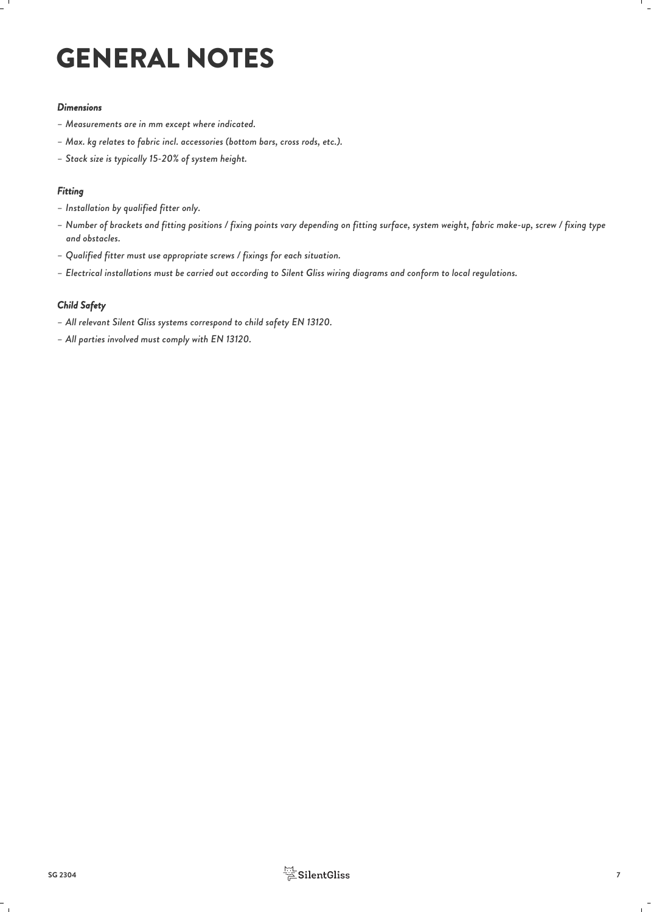# GENERAL NOTES

### *Dimensions*

- *Measurements are in mm except where indicated.*
- *Max. kg relates to fabric incl. accessories (bottom bars, cross rods, etc.).*
- *Stack size is typically 15-20% of system height.*

### *Fitting*

- *Installation by qualified fitter only.*
- *Number of brackets and fitting positions / fixing points vary depending on fitting surface, system weight, fabric make-up, screw / fixing type and obstacles.*
- *Qualified fitter must use appropriate screws / fixings for each situation.*
- *Electrical installations must be carried out according to Silent Gliss wiring diagrams and conform to local regulations.*

### *Child Safety*

- *All relevant Silent Gliss systems correspond to child safety EN 13120.*
- *All parties involved must comply with EN 13120.*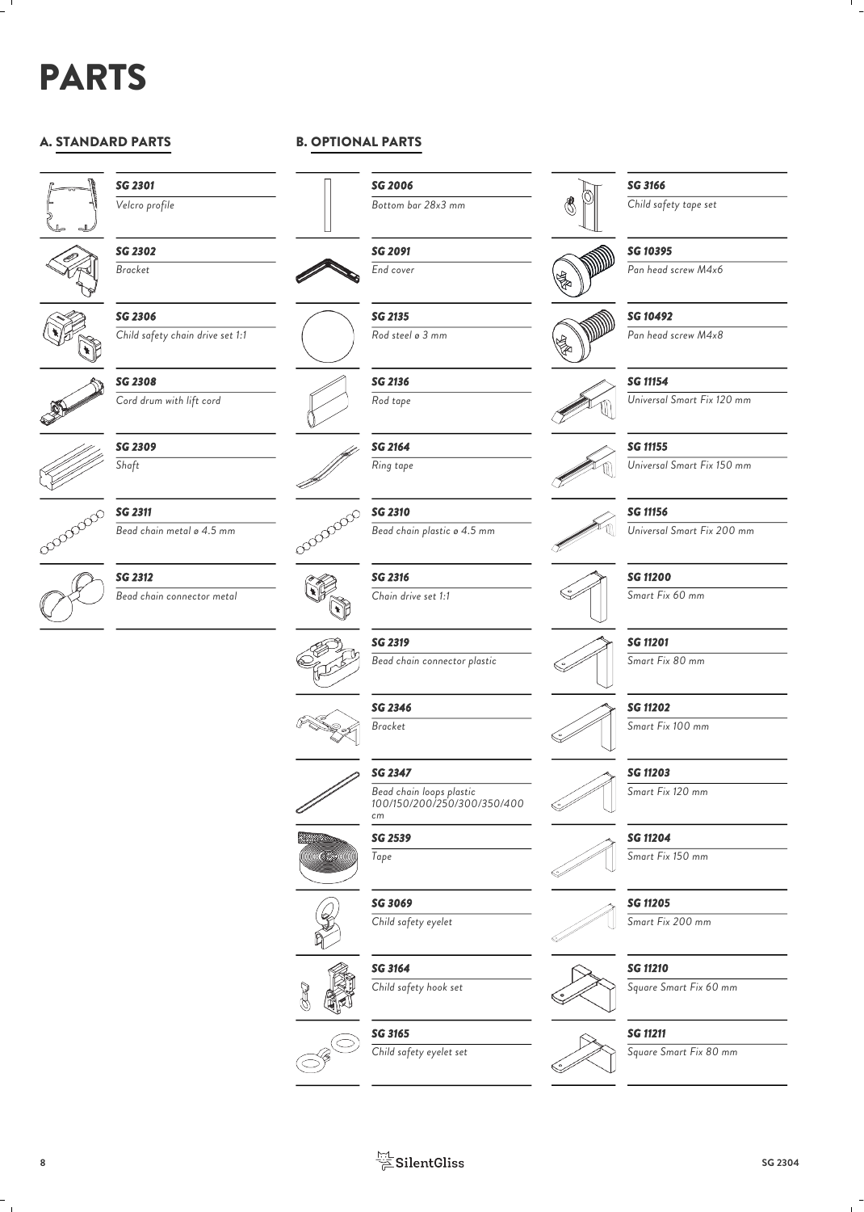# PARTS

## A. STANDARD PARTS

***SG 2301***
*Velcro profile*

***SG 2302***
*Bracket*

***SG 2306***
*Child safety chain drive set 1:1*

***SG 2308***
*Cord drum with lift cord*

***SG 2309***
*Shaft*

***SG 2311***
*Bead chain metal ø 4.5 mm*

***SG 2312***
*Bead chain connector metal*

## B. OPTIONAL PARTS

***SG 2006***
*Bottom bar 28x3 mm*

***SG 2091***
*End cover*

***SG 2135***
*Rod steel ø 3 mm*

***SG 2136***
*Rod tape*

***SG 2164***
*Ring tape*

***SG 2310***
*Bead chain plastic ø 4.5 mm*

***SG 2316***
*Chain drive set 1:1*

***SG 2319***
*Bead chain connector plastic*

***SG 2346***
*Bracket*

***SG 2347***
*Bead chain loops plastic 100/150/200/250/300/350/400 cm*

***SG 2539***
*Tape*

***SG 3069***
*Child safety eyelet*

***SG 3164***
*Child safety hook set*

***SG 3165***
*Child safety eyelet set*

***SG 3166***
*Child safety tape set*

***SG 10395***
*Pan head screw M4x6*

***SG 10492***
*Pan head screw M4x8*

***SG 11154***
*Universal Smart Fix 120 mm*

***SG 11155***
*Universal Smart Fix 150 mm*

***SG 11156***
*Universal Smart Fix 200 mm*

***SG 11200***
*Smart Fix 60 mm*

***SG 11201***
*Smart Fix 80 mm*

***SG 11202***
*Smart Fix 100 mm*

***SG 11203***
*Smart Fix 120 mm*

***SG 11204***
*Smart Fix 150 mm*

***SG 11205***
*Smart Fix 200 mm*

***SG 11210***
*Square Smart Fix 60 mm*

***SG 11211***
*Square Smart Fix 80 mm*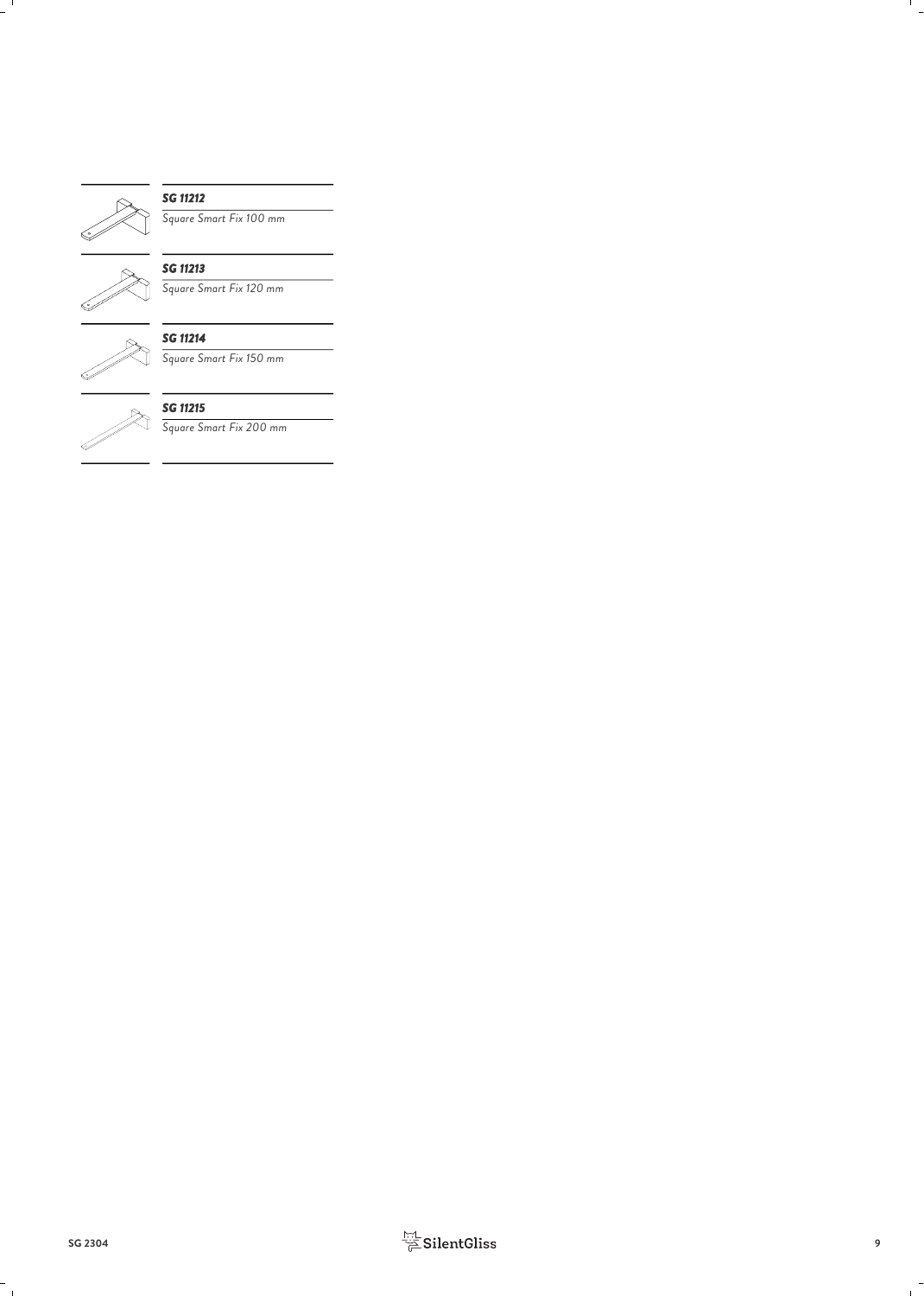***SG 11212***

*Square Smart Fix 100 mm*

***SG 11213***

*Square Smart Fix 120 mm*

***SG 11214***

*Square Smart Fix 150 mm*

***SG 11215***

*Square Smart Fix 200 mm*